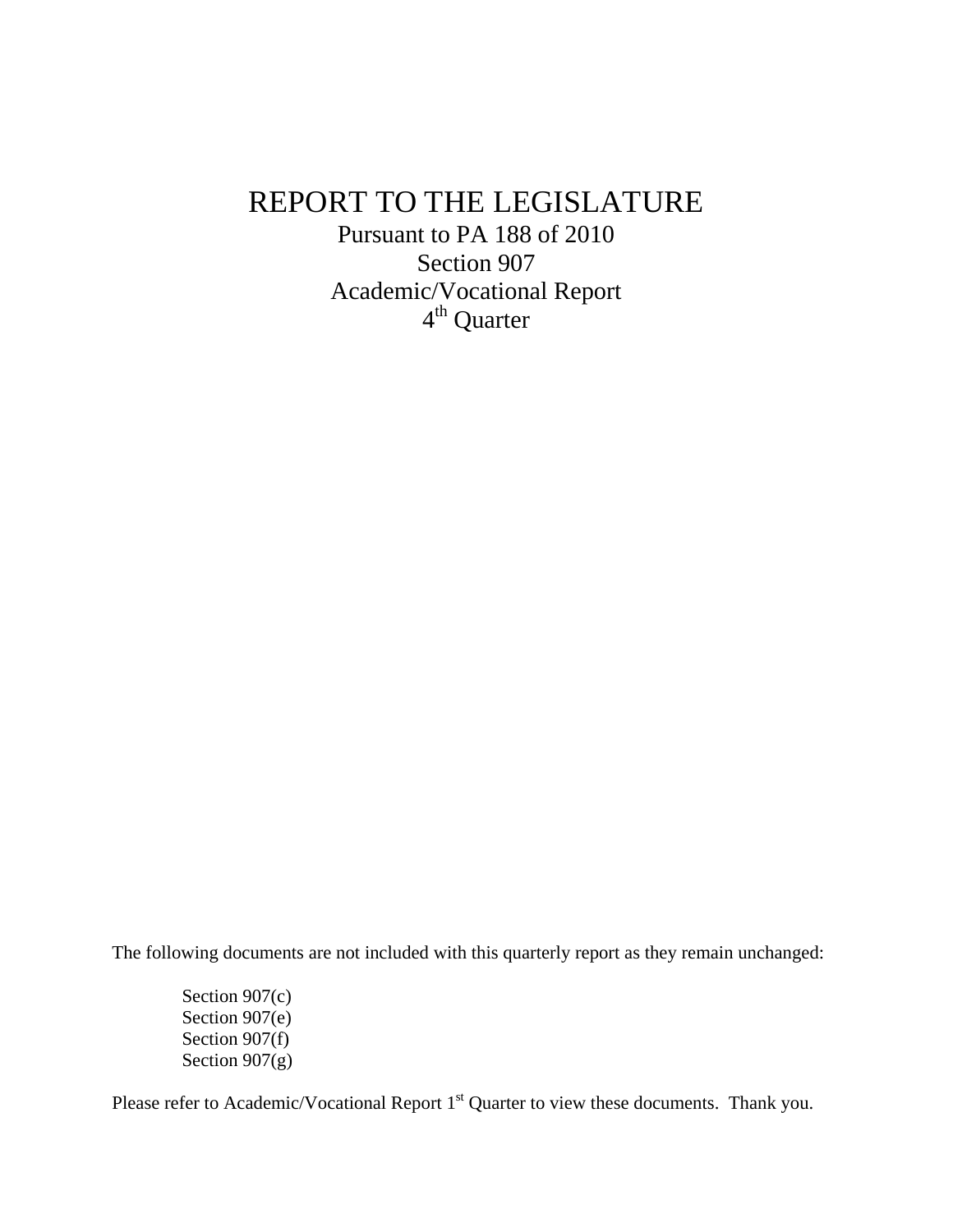# REPORT TO THE LEGISLATURE

Pursuant to PA 188 of 2010

Section 907

Academic/Vocational Report

4th Quarter

The following documents are not included with this quarterly report as they remain unchanged:

Section 907(c)
Section 907(e)
Section 907(f)
Section 907(g)

Please refer to Academic/Vocational Report 1st Quarter to view these documents. Thank you.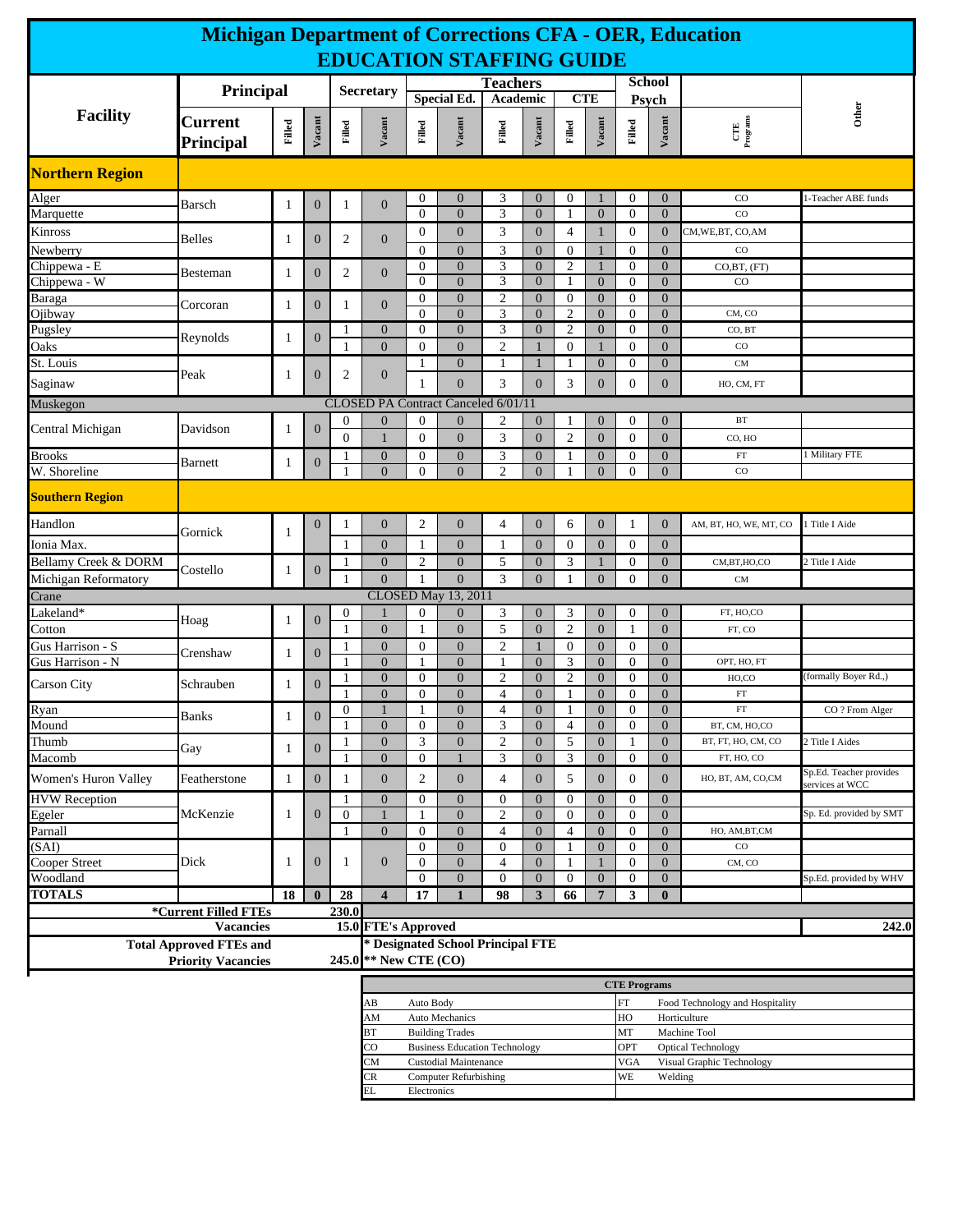# Michigan Department of Corrections CFA - OER, Education

## EDUCATION STAFFING GUIDE

| Facility | Principal | | | Secretary | | Teachers: Special Ed. | | Teachers: Academic | | Teachers: CTE | | School Psych | | CTE Programs | Other |
|---|---|---|---|---|---|---|---|---|---|---|---|---|---|---|---|
| | Current Principal | Filled | Vacant | Filled | Vacant | Filled | Vacant | Filled | Vacant | Filled | Vacant | Filled | Vacant | | |
| **Northern Region** | | | | | | | | | | | | | | | |
| Alger | Barsch | 1 | 0 | 1 | 0 | 0 | 0 | 3 | 0 | 0 | 1 | 0 | 0 | CO | 1-Teacher ABE funds |
| Marquette | | | | | | 0 | 0 | 3 | 0 | 1 | 0 | 0 | 0 | CO | |
| Kinross | Belles | 1 | 0 | 2 | 0 | 0 | 0 | 3 | 0 | 4 | 1 | 0 | 0 | CM,WE,BT, CO,AM | |
| Newberry | | | | | | 0 | 0 | 3 | 0 | 0 | 1 | 0 | 0 | CO | |
| Chippewa - E | Besteman | 1 | 0 | 2 | 0 | 0 | 0 | 3 | 0 | 2 | 1 | 0 | 0 | CO,BT, (FT) | |
| Chippewa - W | | | | | | 0 | 0 | 3 | 0 | 1 | 0 | 0 | 0 | CO | |
| Baraga | Corcoran | 1 | 0 | 1 | 0 | 0 | 0 | 2 | 0 | 0 | 0 | 0 | 0 | | |
| Ojibway | | | | | | 0 | 0 | 3 | 0 | 2 | 0 | 0 | 0 | CM, CO | |
| Pugsley | Reynolds | 1 | 0 | 1 | 0 | 0 | 0 | 3 | 0 | 2 | 0 | 0 | 0 | CO, BT | |
| Oaks | | | | 1 | 0 | 0 | 0 | 2 | 1 | 0 | 1 | 0 | 0 | CO | |
| St. Louis | Peak | 1 | 0 | 2 | 0 | 1 | 0 | 1 | 1 | 1 | 0 | 0 | 0 | CM | |
| Saginaw | | | | | | 1 | 0 | 3 | 0 | 3 | 0 | 0 | 0 | HO, CM, FT | |
| Muskegon | CLOSED PA Contract Canceled 6/01/11 | | | | | | | | | | | | | | |
| Central Michigan | Davidson | 1 | 0 | 0 | 0 | 0 | 0 | 2 | 0 | 1 | 0 | 0 | 0 | BT | |
| | | | | 0 | 1 | 0 | 0 | 3 | 0 | 2 | 0 | 0 | 0 | CO, HO | |
| Brooks | Barnett | 1 | 0 | 1 | 0 | 0 | 0 | 3 | 0 | 1 | 0 | 0 | 0 | FT | 1 Military FTE |
| W. Shoreline | | | | 1 | 0 | 0 | 0 | 2 | 0 | 1 | 0 | 0 | 0 | CO | |
| **Southern Region** | | | | | | | | | | | | | | | |
| Handlon | Gornick | 1 | 0 | 1 | 0 | 2 | 0 | 4 | 0 | 6 | 0 | 1 | 0 | AM, BT, HO, WE, MT, CO | 1 Title I Aide |
| Ionia Max. | | | | 1 | 0 | 1 | 0 | 1 | 0 | 0 | 0 | 0 | 0 | | |
| Bellamy Creek & DORM | Costello | 1 | 0 | 1 | 0 | 2 | 0 | 5 | 0 | 3 | 1 | 0 | 0 | CM,BT,HO,CO | 2 Title I Aide |
| Michigan Reformatory | | | | 1 | 0 | 1 | 0 | 3 | 0 | 1 | 0 | 0 | 0 | CM | |
| Crane | CLOSED May 13, 2011 | | | | | | | | | | | | | | |
| Lakeland* | Hoag | 1 | 0 | 0 | 1 | 0 | 0 | 3 | 0 | 3 | 0 | 0 | 0 | FT, HO,CO | |
| Cotton | | | | 1 | 0 | 1 | 0 | 5 | 0 | 2 | 0 | 1 | 0 | FT, CO | |
| Gus Harrison - S | Crenshaw | 1 | 0 | 1 | 0 | 0 | 0 | 2 | 1 | 0 | 0 | 0 | 0 | | |
| Gus Harrison - N | | | | 1 | 0 | 1 | 0 | 1 | 0 | 3 | 0 | 0 | 0 | OPT, HO, FT | |
| Carson City | Schrauben | 1 | 0 | 1 | 0 | 0 | 0 | 2 | 0 | 2 | 0 | 0 | 0 | HO,CO | (formally Boyer Rd.,) |
| | | | | 1 | 0 | 0 | 0 | 4 | 0 | 1 | 0 | 0 | 0 | FT | |
| Ryan | Banks | 1 | 0 | 0 | 1 | 1 | 0 | 4 | 0 | 1 | 0 | 0 | 0 | FT | CO ? From Alger |
| Mound | | | | 1 | 0 | 0 | 0 | 3 | 0 | 4 | 0 | 0 | 0 | BT, CM, HO,CO | |
| Thumb | Gay | 1 | 0 | 1 | 0 | 3 | 0 | 2 | 0 | 5 | 0 | 1 | 0 | BT, FT, HO, CM, CO | 2 Title I Aides |
| Macomb | | | | 1 | 0 | 0 | 1 | 3 | 0 | 3 | 0 | 0 | 0 | FT, HO, CO | |
| Women's Huron Valley | Featherstone | 1 | 0 | 1 | 0 | 2 | 0 | 4 | 0 | 5 | 0 | 0 | 0 | HO, BT, AM, CO,CM | Sp.Ed. Teacher provides services at WCC |
| HVW Reception | McKenzie | 1 | 0 | 1 | 0 | 0 | 0 | 0 | 0 | 0 | 0 | 0 | 0 | | |
| Egeler | | | | 0 | 1 | 1 | 0 | 2 | 0 | 0 | 0 | 0 | 0 | | Sp. Ed. provided by SMT |
| Parnall | | | | 1 | 0 | 0 | 0 | 4 | 0 | 4 | 0 | 0 | 0 | HO, AM,BT,CM | |
| (SAI) | Dick | 1 | 0 | 1 | 0 | 0 | 0 | 0 | 0 | 1 | 0 | 0 | 0 | CO | |
| Cooper Street | | | | | | 0 | 0 | 4 | 0 | 1 | 1 | 0 | 0 | CM, CO | |
| Woodland | | | | | | 0 | 0 | 0 | 0 | 0 | 0 | 0 | 0 | | Sp.Ed. provided by WHV |
| **TOTALS** | | **18** | **0** | **28** | **4** | **17** | **1** | **98** | **3** | **66** | **7** | **3** | **0** | | |

| | | | |
|---|---|---|---|
| *Current Filled FTEs | 230.0 | | |
| Vacancies | 15.0 | FTE's Approved | 242.0 |
| Total Approved FTEs and Priority Vacancies | 245.0 | * Designated School Principal FTE<br>** New CTE (CO) | |

| CTE Programs | | | |
|---|---|---|---|
| AB | Auto Body | FT | Food Technology and Hospitality |
| AM | Auto Mechanics | HO | Horticulture |
| BT | Building Trades | MT | Machine Tool |
| CO | Business Education Technology | OPT | Optical Technology |
| CM | Custodial Maintenance | VGA | Visual Graphic Technology |
| CR | Computer Refurbishing | WE | Welding |
| EL | Electronics | | |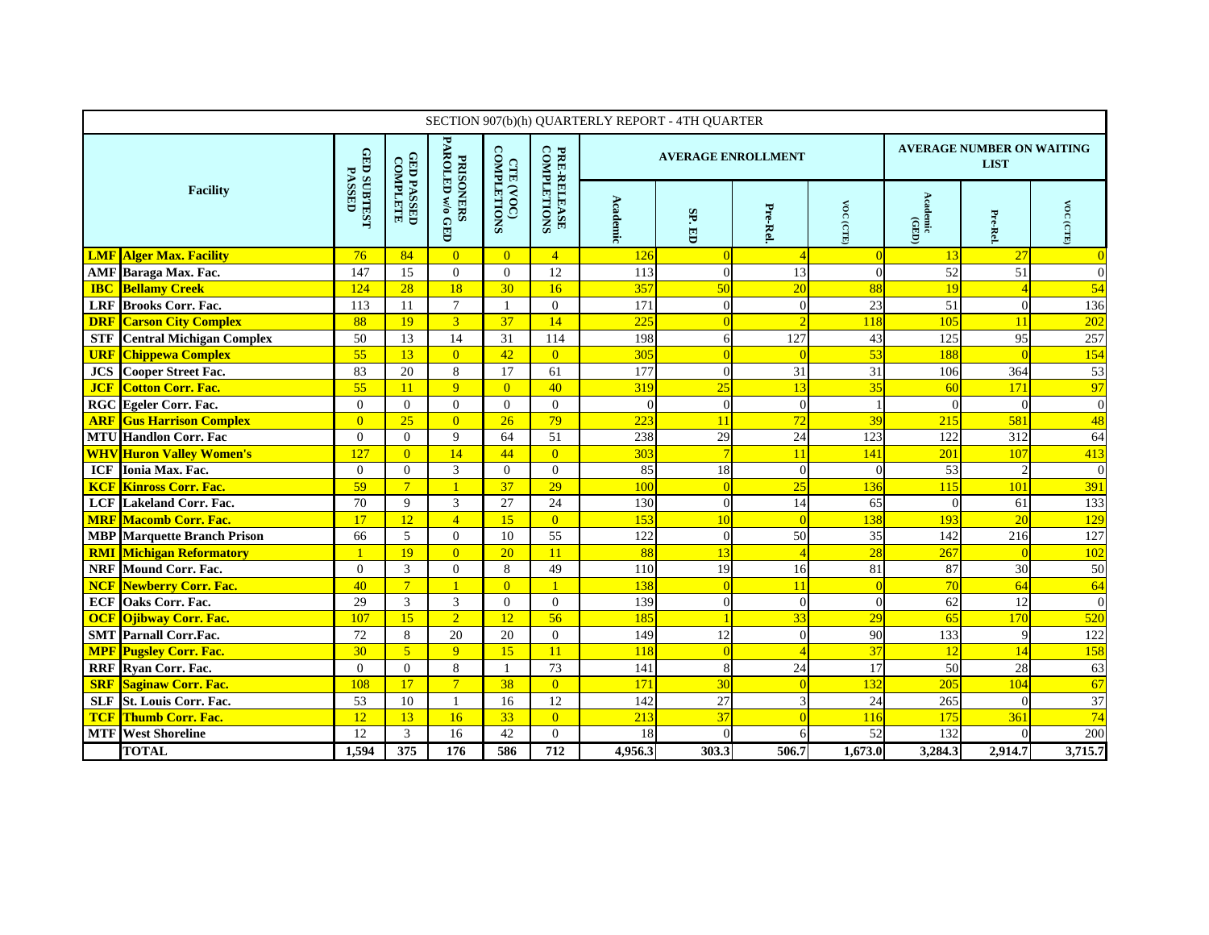| SECTION 907(b)(h) QUARTERLY REPORT - 4TH QUARTER | | | | | | | | | | | | | | |
|---|---|---|---|---|---|---|---|---|---|---|---|---|---|---|
| Facility | | GED SUBTEST PASSED | GED PASSED COMPLETE | PRISONERS PAROLED w/o GED | CTE (VOC) COMPLETIONS | PRE-RELEASE COMPLETIONS | AVERAGE ENROLLMENT | | | | AVERAGE NUMBER ON WAITING LIST | | |
| | | | | | | | Academic | SP. ED | Pre-Rel. | VOC (CTE) | Academic (GED) | Pre-Rel. | VOC (CTE) |
| LMF | Alger Max. Facility | 76 | 84 | 0 | 0 | 4 | 126 | 0 | 4 | 0 | 13 | 27 | 0 |
| AMF | Baraga Max. Fac. | 147 | 15 | 0 | 0 | 12 | 113 | 0 | 13 | 0 | 52 | 51 | 0 |
| IBC | Bellamy Creek | 124 | 28 | 18 | 30 | 16 | 357 | 50 | 20 | 88 | 19 | 4 | 54 |
| LRF | Brooks Corr. Fac. | 113 | 11 | 7 | 1 | 0 | 171 | 0 | 0 | 23 | 51 | 0 | 136 |
| DRF | Carson City Complex | 88 | 19 | 3 | 37 | 14 | 225 | 0 | 2 | 118 | 105 | 11 | 202 |
| STF | Central Michigan Complex | 50 | 13 | 14 | 31 | 114 | 198 | 6 | 127 | 43 | 125 | 95 | 257 |
| URF | Chippewa Complex | 55 | 13 | 0 | 42 | 0 | 305 | 0 | 0 | 53 | 188 | 0 | 154 |
| JCS | Cooper Street Fac. | 83 | 20 | 8 | 17 | 61 | 177 | 0 | 31 | 31 | 106 | 364 | 53 |
| JCF | Cotton Corr. Fac. | 55 | 11 | 9 | 0 | 40 | 319 | 25 | 13 | 35 | 60 | 171 | 97 |
| RGC | Egeler Corr. Fac. | 0 | 0 | 0 | 0 | 0 | 0 | 0 | 0 | 1 | 0 | 0 | 0 |
| ARF | Gus Harrison Complex | 0 | 25 | 0 | 26 | 79 | 223 | 11 | 72 | 39 | 215 | 581 | 48 |
| MTU | Handlon Corr. Fac | 0 | 0 | 9 | 64 | 51 | 238 | 29 | 24 | 123 | 122 | 312 | 64 |
| WHV | Huron Valley Women's | 127 | 0 | 14 | 44 | 0 | 303 | 7 | 11 | 141 | 201 | 107 | 413 |
| ICF | Ionia Max. Fac. | 0 | 0 | 3 | 0 | 0 | 85 | 18 | 0 | 0 | 53 | 2 | 0 |
| KCF | Kinross Corr. Fac. | 59 | 7 | 1 | 37 | 29 | 100 | 0 | 25 | 136 | 115 | 101 | 391 |
| LCF | Lakeland Corr. Fac. | 70 | 9 | 3 | 27 | 24 | 130 | 0 | 14 | 65 | 0 | 61 | 133 |
| MRF | Macomb Corr. Fac. | 17 | 12 | 4 | 15 | 0 | 153 | 10 | 0 | 138 | 193 | 20 | 129 |
| MBP | Marquette Branch Prison | 66 | 5 | 0 | 10 | 55 | 122 | 0 | 50 | 35 | 142 | 216 | 127 |
| RMI | Michigan Reformatory | 1 | 19 | 0 | 20 | 11 | 88 | 13 | 4 | 28 | 267 | 0 | 102 |
| NRF | Mound Corr. Fac. | 0 | 3 | 0 | 8 | 49 | 110 | 19 | 16 | 81 | 87 | 30 | 50 |
| NCF | Newberry Corr. Fac. | 40 | 7 | 1 | 0 | 1 | 138 | 0 | 11 | 0 | 70 | 64 | 64 |
| ECF | Oaks Corr. Fac. | 29 | 3 | 3 | 0 | 0 | 139 | 0 | 0 | 0 | 62 | 12 | 0 |
| OCF | Ojibway Corr. Fac. | 107 | 15 | 2 | 12 | 56 | 185 | 1 | 33 | 29 | 65 | 170 | 520 |
| SMT | Parnall Corr.Fac. | 72 | 8 | 20 | 20 | 0 | 149 | 12 | 0 | 90 | 133 | 9 | 122 |
| MPF | Pugsley Corr. Fac. | 30 | 5 | 9 | 15 | 11 | 118 | 0 | 4 | 37 | 12 | 14 | 158 |
| RRF | Ryan Corr. Fac. | 0 | 0 | 8 | 1 | 73 | 141 | 8 | 24 | 17 | 50 | 28 | 63 |
| SRF | Saginaw Corr. Fac. | 108 | 17 | 7 | 38 | 0 | 171 | 30 | 0 | 132 | 205 | 104 | 67 |
| SLF | St. Louis Corr. Fac. | 53 | 10 | 1 | 16 | 12 | 142 | 27 | 3 | 24 | 265 | 0 | 37 |
| TCF | Thumb Corr. Fac. | 12 | 13 | 16 | 33 | 0 | 213 | 37 | 0 | 116 | 175 | 361 | 74 |
| MTF | West Shoreline | 12 | 3 | 16 | 42 | 0 | 18 | 0 | 6 | 52 | 132 | 0 | 200 |
| | TOTAL | 1,594 | 375 | 176 | 586 | 712 | 4,956.3 | 303.3 | 506.7 | 1,673.0 | 3,284.3 | 2,914.7 | 3,715.7 |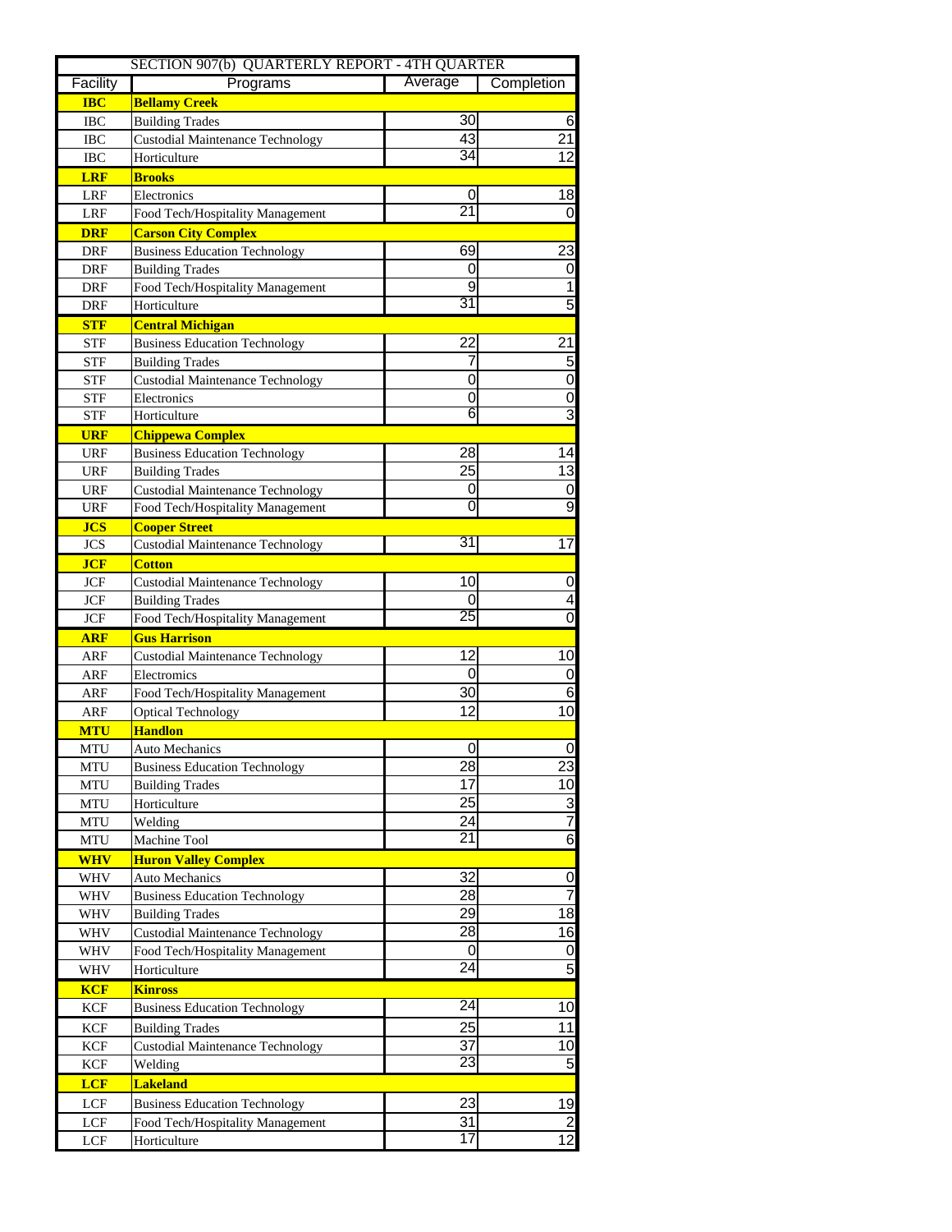| SECTION 907(b) QUARTERLY REPORT - 4TH QUARTER | | | |
|---|---|---|---|
| Facility | Programs | Average | Completion |
| **IBC** | **Bellamy Creek** | | |
| IBC | Building Trades | 30 | 6 |
| IBC | Custodial Maintenance Technology | 43 | 21 |
| IBC | Horticulture | 34 | 12 |
| **LRF** | **Brooks** | | |
| LRF | Electronics | 0 | 18 |
| LRF | Food Tech/Hospitality Management | 21 | 0 |
| **DRF** | **Carson City Complex** | | |
| DRF | Business Education Technology | 69 | 23 |
| DRF | Building Trades | 0 | 0 |
| DRF | Food Tech/Hospitality Management | 9 | 1 |
| DRF | Horticulture | 31 | 5 |
| **STF** | **Central Michigan** | | |
| STF | Business Education Technology | 22 | 21 |
| STF | Building Trades | 7 | 5 |
| STF | Custodial Maintenance Technology | 0 | 0 |
| STF | Electronics | 0 | 0 |
| STF | Horticulture | 6 | 3 |
| **URF** | **Chippewa Complex** | | |
| URF | Business Education Technology | 28 | 14 |
| URF | Building Trades | 25 | 13 |
| URF | Custodial Maintenance Technology | 0 | 0 |
| URF | Food Tech/Hospitality Management | 0 | 9 |
| **JCS** | **Cooper Street** | | |
| JCS | Custodial Maintenance Technology | 31 | 17 |
| **JCF** | **Cotton** | | |
| JCF | Custodial Maintenance Technology | 10 | 0 |
| JCF | Building Trades | 0 | 4 |
| JCF | Food Tech/Hospitality Management | 25 | 0 |
| **ARF** | **Gus Harrison** | | |
| ARF | Custodial Maintenance Technology | 12 | 10 |
| ARF | Electronics | 0 | 0 |
| ARF | Food Tech/Hospitality Management | 30 | 6 |
| ARF | Optical Technology | 12 | 10 |
| **MTU** | **Handlon** | | |
| MTU | Auto Mechanics | 0 | 0 |
| MTU | Business Education Technology | 28 | 23 |
| MTU | Building Trades | 17 | 10 |
| MTU | Horticulture | 25 | 3 |
| MTU | Welding | 24 | 7 |
| MTU | Machine Tool | 21 | 6 |
| **WHV** | **Huron Valley Complex** | | |
| WHV | Auto Mechanics | 32 | 0 |
| WHV | Business Education Technology | 28 | 7 |
| WHV | Building Trades | 29 | 18 |
| WHV | Custodial Maintenance Technology | 28 | 16 |
| WHV | Food Tech/Hospitality Management | 0 | 0 |
| WHV | Horticulture | 24 | 5 |
| **KCF** | **Kinross** | | |
| KCF | Business Education Technology | 24 | 10 |
| KCF | Building Trades | 25 | 11 |
| KCF | Custodial Maintenance Technology | 37 | 10 |
| KCF | Welding | 23 | 5 |
| **LCF** | **Lakeland** | | |
| LCF | Business Education Technology | 23 | 19 |
| LCF | Food Tech/Hospitality Management | 31 | 2 |
| LCF | Horticulture | 17 | 12 |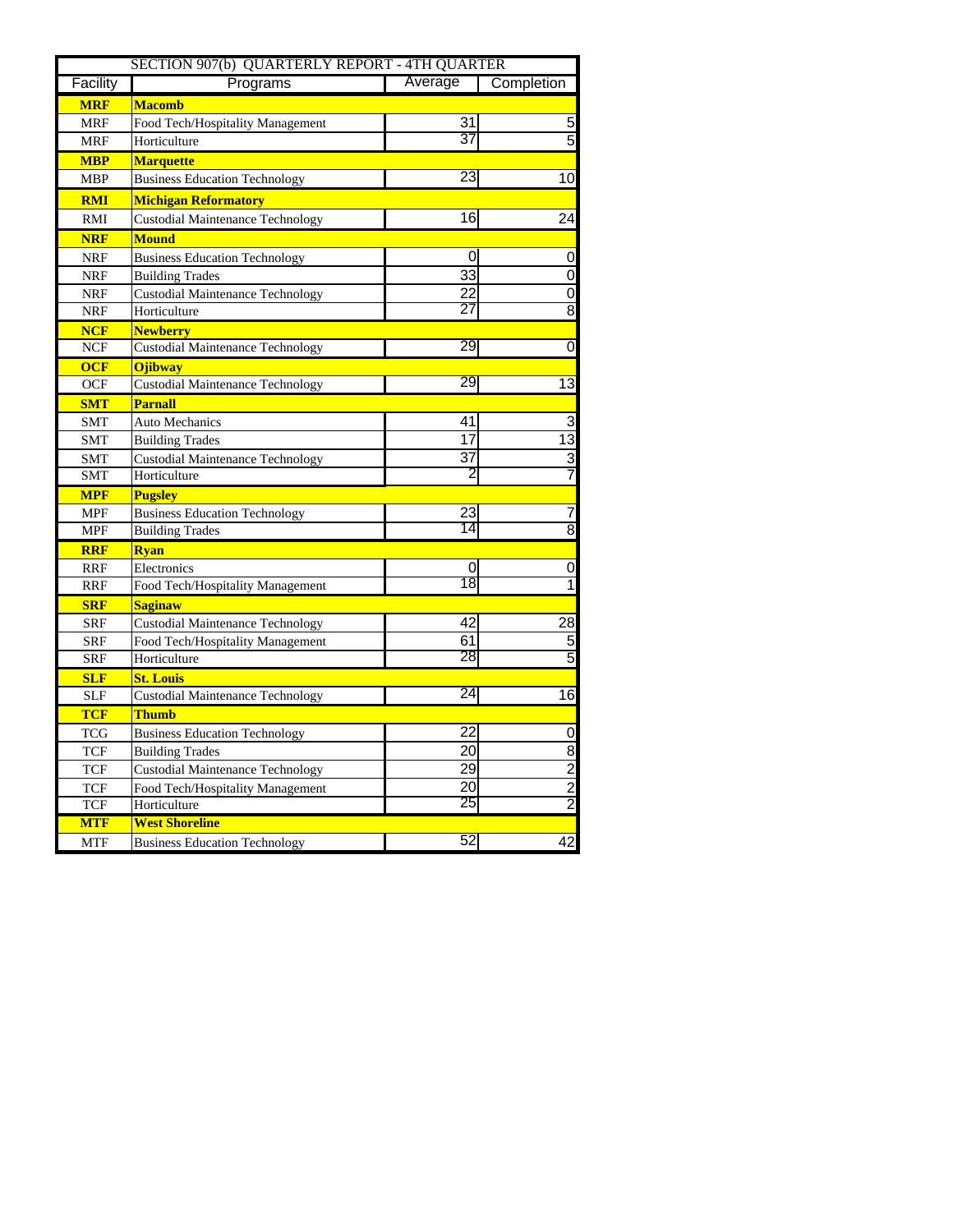| SECTION 907(b) QUARTERLY REPORT - 4TH QUARTER | | | |
|---|---|---|---|
| Facility | Programs | Average | Completion |
| **MRF** | **Macomb** | | |
| MRF | Food Tech/Hospitality Management | 31 | 5 |
| MRF | Horticulture | 37 | 5 |
| **MBP** | **Marquette** | | |
| MBP | Business Education Technology | 23 | 10 |
| **RMI** | **Michigan Reformatory** | | |
| RMI | Custodial Maintenance Technology | 16 | 24 |
| **NRF** | **Mound** | | |
| NRF | Business Education Technology | 0 | 0 |
| NRF | Building Trades | 33 | 0 |
| NRF | Custodial Maintenance Technology | 22 | 0 |
| NRF | Horticulture | 27 | 8 |
| **NCF** | **Newberry** | | |
| NCF | Custodial Maintenance Technology | 29 | 0 |
| **OCF** | **Ojibway** | | |
| OCF | Custodial Maintenance Technology | 29 | 13 |
| **SMT** | **Parnall** | | |
| SMT | Auto Mechanics | 41 | 3 |
| SMT | Building Trades | 17 | 13 |
| SMT | Custodial Maintenance Technology | 37 | 3 |
| SMT | Horticulture | 2 | 7 |
| **MPF** | **Pugsley** | | |
| MPF | Business Education Technology | 23 | 7 |
| MPF | Building Trades | 14 | 8 |
| **RRF** | **Ryan** | | |
| RRF | Electronics | 0 | 0 |
| RRF | Food Tech/Hospitality Management | 18 | 1 |
| **SRF** | **Saginaw** | | |
| SRF | Custodial Maintenance Technology | 42 | 28 |
| SRF | Food Tech/Hospitality Management | 61 | 5 |
| SRF | Horticulture | 28 | 5 |
| **SLF** | **St. Louis** | | |
| SLF | Custodial Maintenance Technology | 24 | 16 |
| **TCF** | **Thumb** | | |
| TCG | Business Education Technology | 22 | 0 |
| TCF | Building Trades | 20 | 8 |
| TCF | Custodial Maintenance Technology | 29 | 2 |
| TCF | Food Tech/Hospitality Management | 20 | 2 |
| TCF | Horticulture | 25 | 2 |
| **MTF** | **West Shoreline** | | |
| MTF | Business Education Technology | 52 | 42 |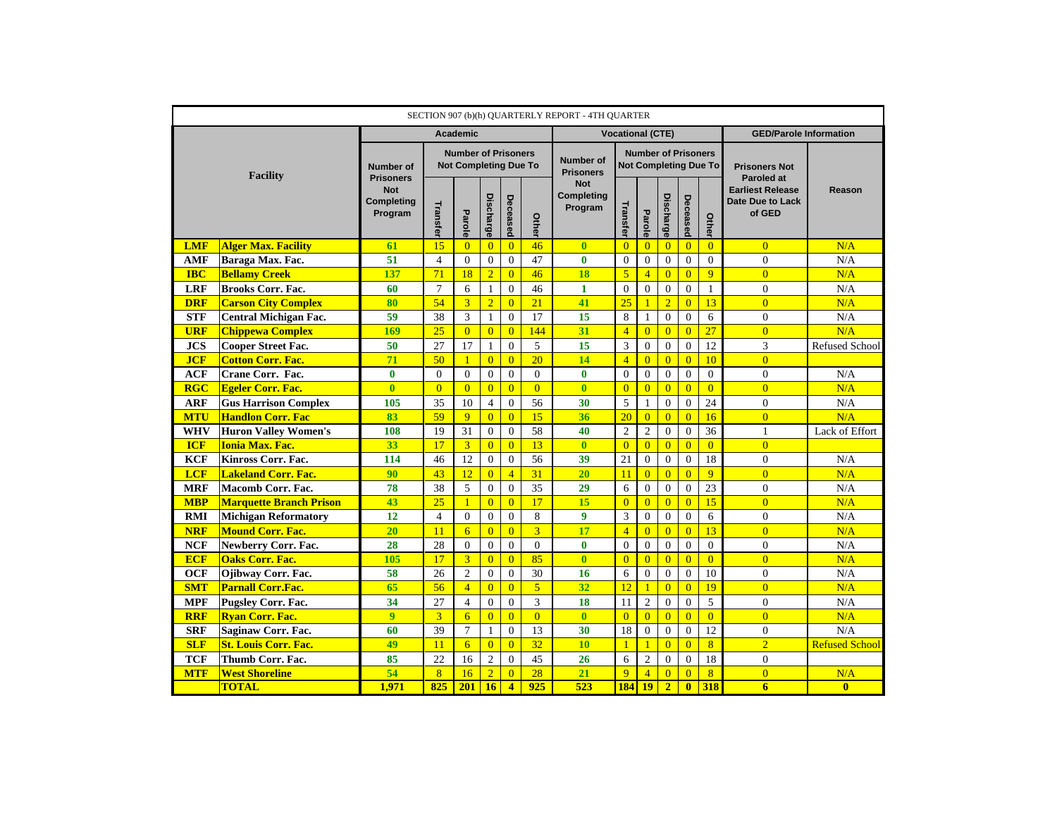SECTION 907 (b)(h) QUARTERLY REPORT - 4TH QUARTER

| Facility | | Academic | | | | | | Vocational (CTE) | | | | | | GED/Parole Information | |
|---|---|---|---|---|---|---|---|---|---|---|---|---|---|---|---|
| | | Number of Prisoners Not Completing Program | Number of Prisoners Not Completing Due To | | | | | Number of Prisoners Not Completing Program | Number of Prisoners Not Completing Due To | | | | | Prisoners Not Paroled at Earliest Release Date Due to Lack of GED | Reason |
| | | | Transfer | Parole | Discharge | Deceased | Other | | Transfer | Parole | Discharge | Deceased | Other | | |
| LMF | Alger Max. Facility | 61 | 15 | 0 | 0 | 0 | 46 | 0 | 0 | 0 | 0 | 0 | 0 | 0 | N/A |
| AMF | Baraga Max. Fac. | 51 | 4 | 0 | 0 | 0 | 47 | 0 | 0 | 0 | 0 | 0 | 0 | 0 | N/A |
| IBC | Bellamy Creek | 137 | 71 | 18 | 2 | 0 | 46 | 18 | 5 | 4 | 0 | 0 | 9 | 0 | N/A |
| LRF | Brooks Corr. Fac. | 60 | 7 | 6 | 1 | 0 | 46 | 1 | 0 | 0 | 0 | 0 | 1 | 0 | N/A |
| DRF | Carson City Complex | 80 | 54 | 3 | 2 | 0 | 21 | 41 | 25 | 1 | 2 | 0 | 13 | 0 | N/A |
| STF | Central Michigan Fac. | 59 | 38 | 3 | 1 | 0 | 17 | 15 | 8 | 1 | 0 | 0 | 6 | 0 | N/A |
| URF | Chippewa Complex | 169 | 25 | 0 | 0 | 0 | 144 | 31 | 4 | 0 | 0 | 0 | 27 | 0 | N/A |
| JCS | Cooper Street Fac. | 50 | 27 | 17 | 1 | 0 | 5 | 15 | 3 | 0 | 0 | 0 | 12 | 3 | Refused School |
| JCF | Cotton Corr. Fac. | 71 | 50 | 1 | 0 | 0 | 20 | 14 | 4 | 0 | 0 | 0 | 10 | 0 | |
| ACF | Crane Corr. Fac. | 0 | 0 | 0 | 0 | 0 | 0 | 0 | 0 | 0 | 0 | 0 | 0 | 0 | N/A |
| RGC | Egeler Corr. Fac. | 0 | 0 | 0 | 0 | 0 | 0 | 0 | 0 | 0 | 0 | 0 | 0 | 0 | N/A |
| ARF | Gus Harrison Complex | 105 | 35 | 10 | 4 | 0 | 56 | 30 | 5 | 1 | 0 | 0 | 24 | 0 | N/A |
| MTU | Handlon Corr. Fac | 83 | 59 | 9 | 0 | 0 | 15 | 36 | 20 | 0 | 0 | 0 | 16 | 0 | N/A |
| WHV | Huron Valley Women's | 108 | 19 | 31 | 0 | 0 | 58 | 40 | 2 | 2 | 0 | 0 | 36 | 1 | Lack of Effort |
| ICF | Ionia Max. Fac. | 33 | 17 | 3 | 0 | 0 | 13 | 0 | 0 | 0 | 0 | 0 | 0 | 0 | |
| KCF | Kinross Corr. Fac. | 114 | 46 | 12 | 0 | 0 | 56 | 39 | 21 | 0 | 0 | 0 | 18 | 0 | N/A |
| LCF | Lakeland Corr. Fac. | 90 | 43 | 12 | 0 | 4 | 31 | 20 | 11 | 0 | 0 | 0 | 9 | 0 | N/A |
| MRF | Macomb Corr. Fac. | 78 | 38 | 5 | 0 | 0 | 35 | 29 | 6 | 0 | 0 | 0 | 23 | 0 | N/A |
| MBP | Marquette Branch Prison | 43 | 25 | 1 | 0 | 0 | 17 | 15 | 0 | 0 | 0 | 0 | 15 | 0 | N/A |
| RMI | Michigan Reformatory | 12 | 4 | 0 | 0 | 0 | 8 | 9 | 3 | 0 | 0 | 0 | 6 | 0 | N/A |
| NRF | Mound Corr. Fac. | 20 | 11 | 6 | 0 | 0 | 3 | 17 | 4 | 0 | 0 | 0 | 13 | 0 | N/A |
| NCF | Newberry Corr. Fac. | 28 | 28 | 0 | 0 | 0 | 0 | 0 | 0 | 0 | 0 | 0 | 0 | 0 | N/A |
| ECF | Oaks Corr. Fac. | 105 | 17 | 3 | 0 | 0 | 85 | 0 | 0 | 0 | 0 | 0 | 0 | 0 | N/A |
| OCF | Ojibway Corr. Fac. | 58 | 26 | 2 | 0 | 0 | 30 | 16 | 6 | 0 | 0 | 0 | 10 | 0 | N/A |
| SMT | Parnall Corr.Fac. | 65 | 56 | 4 | 0 | 0 | 5 | 32 | 12 | 1 | 0 | 0 | 19 | 0 | N/A |
| MPF | Pugsley Corr. Fac. | 34 | 27 | 4 | 0 | 0 | 3 | 18 | 11 | 2 | 0 | 0 | 5 | 0 | N/A |
| RRF | Ryan Corr. Fac. | 9 | 3 | 6 | 0 | 0 | 0 | 0 | 0 | 0 | 0 | 0 | 0 | 0 | N/A |
| SRF | Saginaw Corr. Fac. | 60 | 39 | 7 | 1 | 0 | 13 | 30 | 18 | 0 | 0 | 0 | 12 | 0 | N/A |
| SLF | St. Louis Corr. Fac. | 49 | 11 | 6 | 0 | 0 | 32 | 10 | 1 | 1 | 0 | 0 | 8 | 2 | Refused School |
| TCF | Thumb Corr. Fac. | 85 | 22 | 16 | 2 | 0 | 45 | 26 | 6 | 2 | 0 | 0 | 18 | 0 | |
| MTF | West Shoreline | 54 | 8 | 16 | 2 | 0 | 28 | 21 | 9 | 4 | 0 | 0 | 8 | 0 | N/A |
| | TOTAL | 1,971 | 825 | 201 | 16 | 4 | 925 | 523 | 184 | 19 | 2 | 0 | 318 | 6 | 0 |